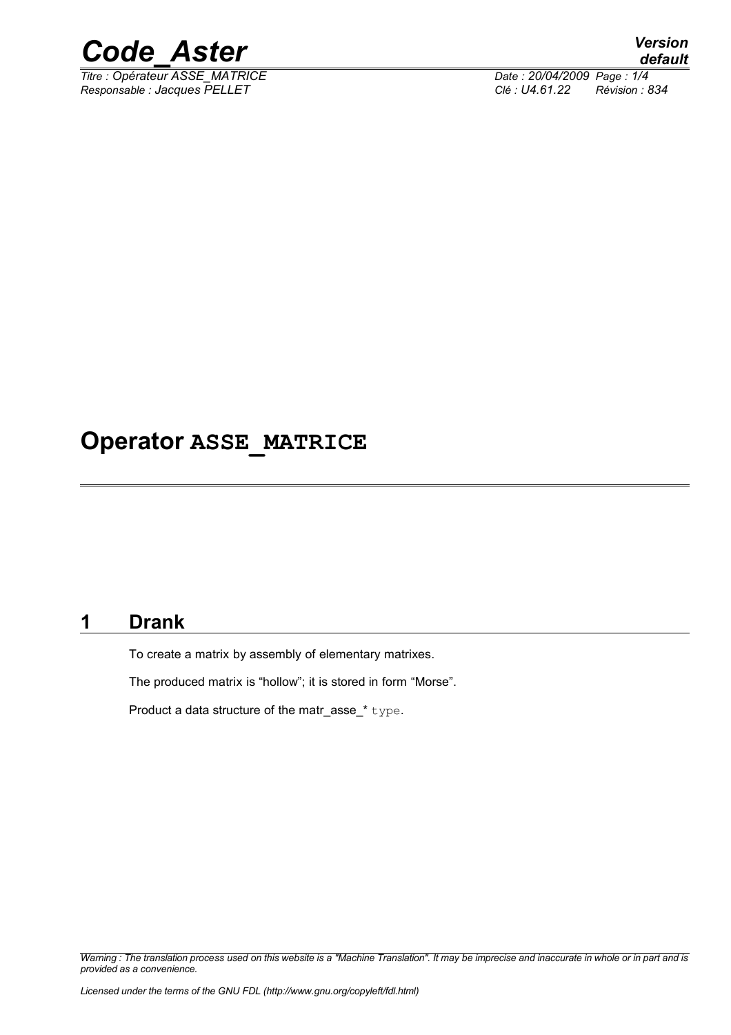# Operator ASSE_MATRICE

## 1 Drank

To create a matrix by assembly of elementary matrixes.

The produced matrix is "hollow"; it is stored in form "Morse".

Product a data structure of the matr_asse_* `type`.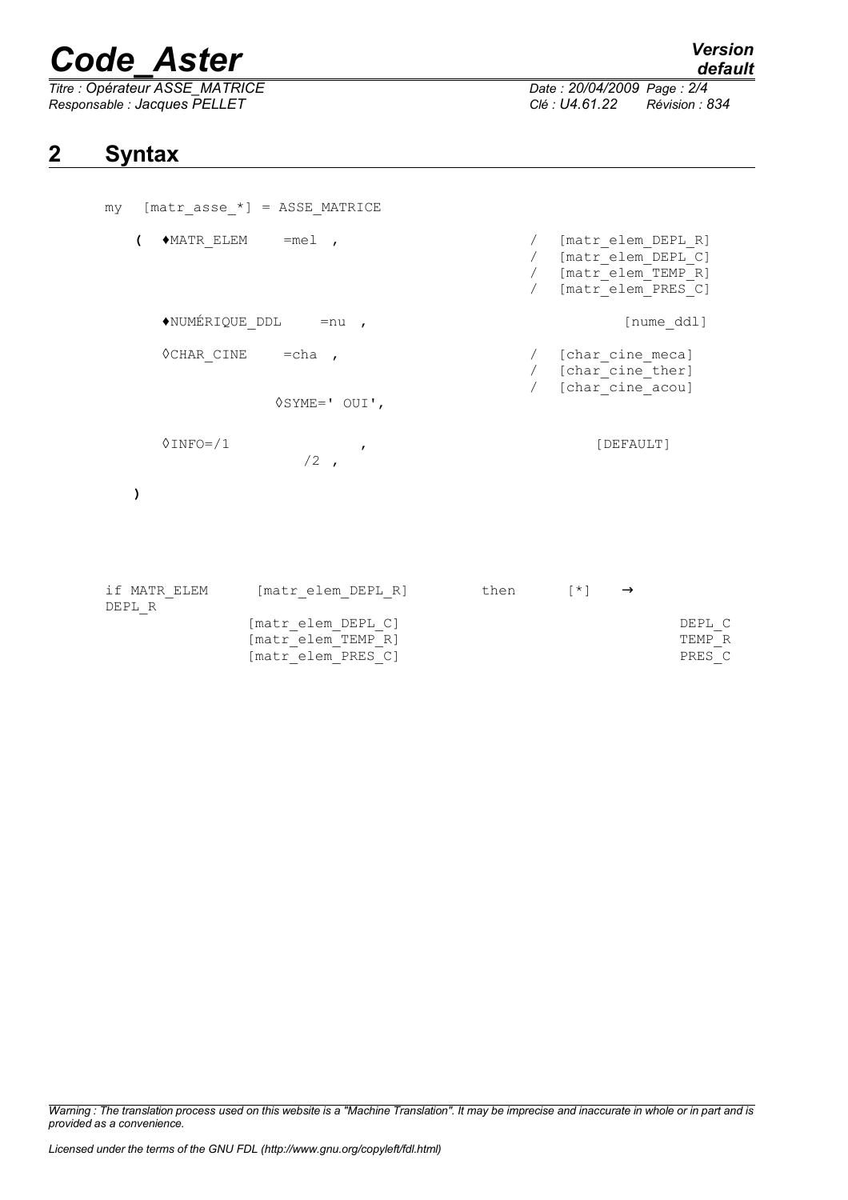## 2 Syntax

```
my   [matr_asse_*] = ASSE_MATRICE

   (  ♦MATR_ELEM     =mel  ,                    /  [matr_elem_DEPL_R]
                                                 /  [matr_elem_DEPL_C]
                                                 /  [matr_elem_TEMP_R]
                                                 /  [matr_elem_PRES_C]

      ♦NUMÉRIQUE_DDL     =nu  ,                          [nume_ddl]

      ◊CHAR_CINE     =cha  ,                    /  [char_cine_meca]
                                                 /  [char_cine_ther]
                                                 /  [char_cine_acou]
                  ◊SYME=' OUI',

      ◊INFO=/1                  ,                        [DEFAULT]
                  /2  ,

   )
```

```
if MATR_ELEM      [matr_elem_DEPL_R]        then      [*]    →     DEPL_R
                  [matr_elem_DEPL_C]                               DEPL_C
                  [matr_elem_TEMP_R]                               TEMP_R
                  [matr_elem_PRES_C]                               PRES_C
```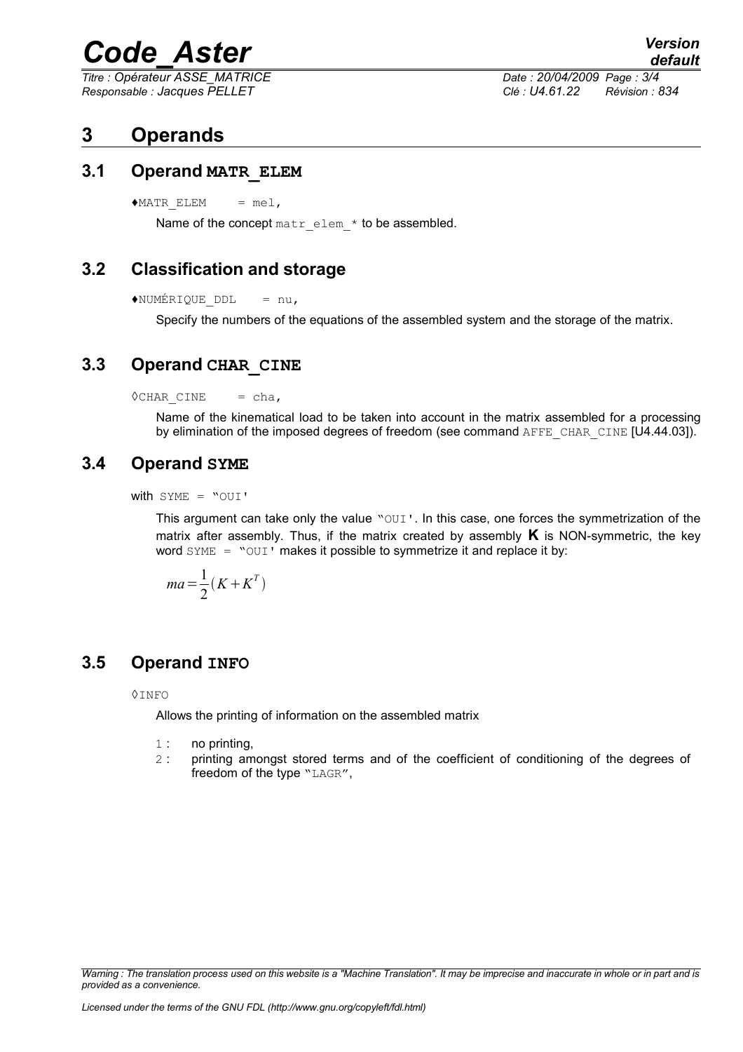# 3 Operands

## 3.1 Operand MATR_ELEM

♦MATR_ELEM = mel,

Name of the concept matr_elem_* to be assembled.

## 3.2 Classification and storage

♦NUMÉRIQUE_DDL = nu,

Specify the numbers of the equations of the assembled system and the storage of the matrix.

## 3.3 Operand CHAR_CINE

◊CHAR_CINE = cha,

Name of the kinematical load to be taken into account in the matrix assembled for a processing by elimination of the imposed degrees of freedom (see command AFFE_CHAR_CINE [U4.44.03]).

## 3.4 Operand SYME

with SYME = "OUI'

This argument can take only the value "OUI'. In this case, one forces the symmetrization of the matrix after assembly. Thus, if the matrix created by assembly **K** is NON-symmetric, the key word SYME = "OUI' makes it possible to symmetrize it and replace it by:

$$ma = \frac{1}{2}(K + K^T)$$

## 3.5 Operand INFO

◊INFO

Allows the printing of information on the assembled matrix

- 1 : no printing,
- 2 : printing amongst stored terms and of the coefficient of conditioning of the degrees of freedom of the type "LAGR",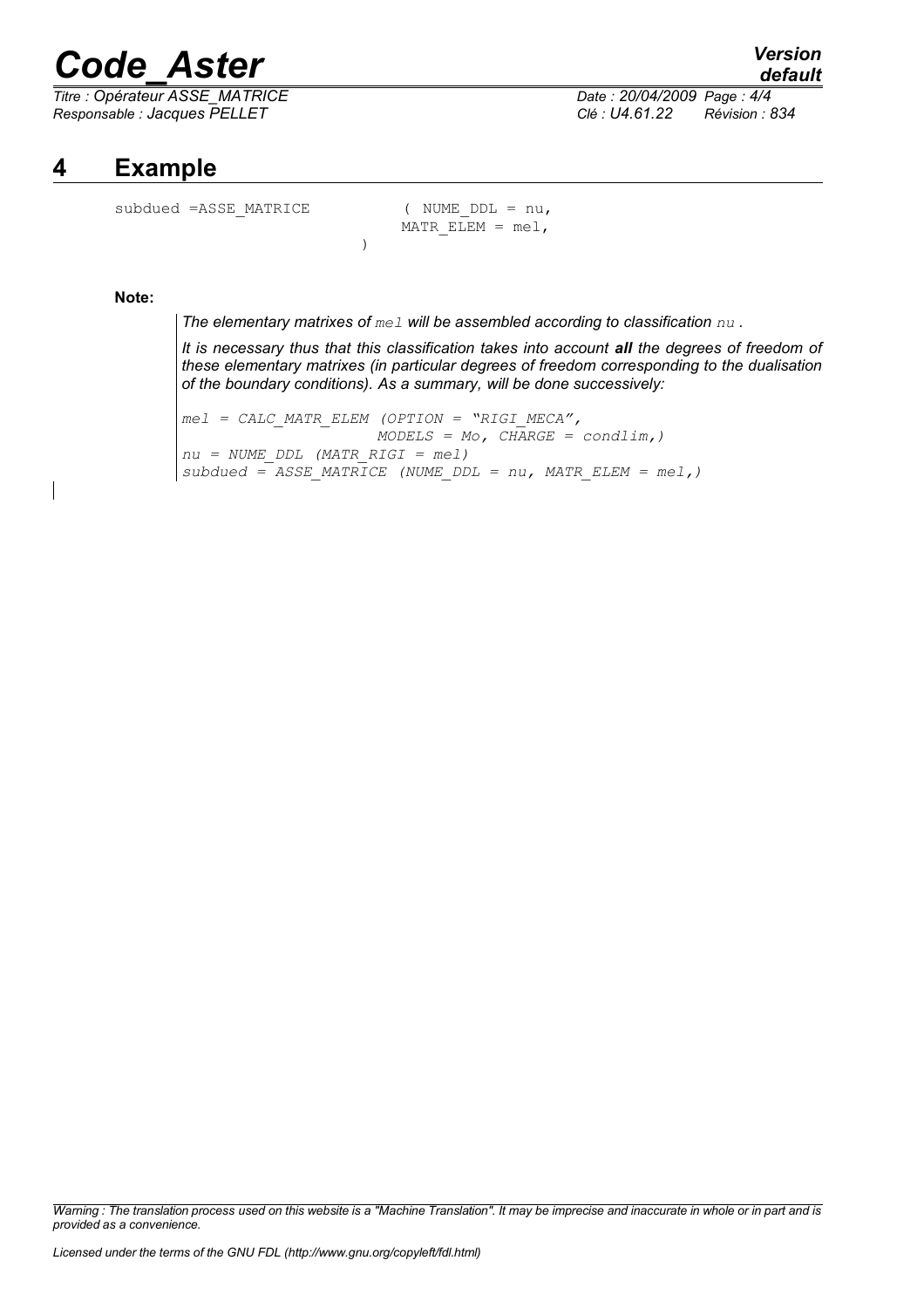# 4 Example

```
subdued =ASSE_MATRICE          ( NUME_DDL = nu,
                                MATR_ELEM = mel,
                              )
```

**Note:**

*The elementary matrixes of* `mel` *will be assembled according to classification* `nu` *.*

*It is necessary thus that this classification takes into account* ***all*** *the degrees of freedom of these elementary matrixes (in particular degrees of freedom corresponding to the dualisation of the boundary conditions). As a summary, will be done successively:*

```
mel = CALC_MATR_ELEM (OPTION = "RIGI_MECA",
                      MODELS = Mo, CHARGE = condlim,)
nu = NUME_DDL (MATR_RIGI = mel)
subdued = ASSE_MATRICE (NUME_DDL = nu, MATR_ELEM = mel,)
```